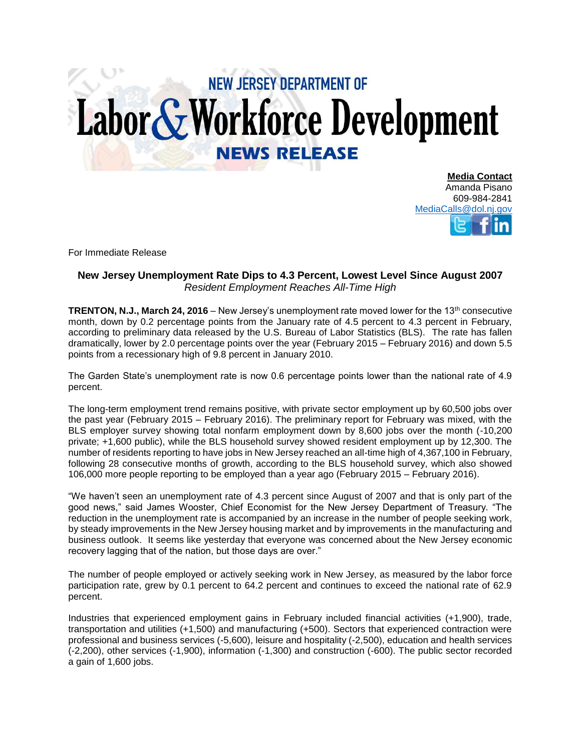# NEW JERSEY DEPARTMENT OF Labor & Workforce Development

## NEWS RELEASE

**Media Contact**
Amanda Pisano
609-984-2841
MediaCalls@dol.nj.gov

For Immediate Release

### New Jersey Unemployment Rate Dips to 4.3 Percent, Lowest Level Since August 2007

*Resident Employment Reaches All-Time High*

**TRENTON, N.J., March 24, 2016** – New Jersey's unemployment rate moved lower for the 13th consecutive month, down by 0.2 percentage points from the January rate of 4.5 percent to 4.3 percent in February, according to preliminary data released by the U.S. Bureau of Labor Statistics (BLS). The rate has fallen dramatically, lower by 2.0 percentage points over the year (February 2015 – February 2016) and down 5.5 points from a recessionary high of 9.8 percent in January 2010.

The Garden State's unemployment rate is now 0.6 percentage points lower than the national rate of 4.9 percent.

The long-term employment trend remains positive, with private sector employment up by 60,500 jobs over the past year (February 2015 – February 2016). The preliminary report for February was mixed, with the BLS employer survey showing total nonfarm employment down by 8,600 jobs over the month (-10,200 private; +1,600 public), while the BLS household survey showed resident employment up by 12,300. The number of residents reporting to have jobs in New Jersey reached an all-time high of 4,367,100 in February, following 28 consecutive months of growth, according to the BLS household survey, which also showed 106,000 more people reporting to be employed than a year ago (February 2015 – February 2016).

"We haven't seen an unemployment rate of 4.3 percent since August of 2007 and that is only part of the good news," said James Wooster, Chief Economist for the New Jersey Department of Treasury. "The reduction in the unemployment rate is accompanied by an increase in the number of people seeking work, by steady improvements in the New Jersey housing market and by improvements in the manufacturing and business outlook. It seems like yesterday that everyone was concerned about the New Jersey economic recovery lagging that of the nation, but those days are over."

The number of people employed or actively seeking work in New Jersey, as measured by the labor force participation rate, grew by 0.1 percent to 64.2 percent and continues to exceed the national rate of 62.9 percent.

Industries that experienced employment gains in February included financial activities (+1,900), trade, transportation and utilities (+1,500) and manufacturing (+500). Sectors that experienced contraction were professional and business services (-5,600), leisure and hospitality (-2,500), education and health services (-2,200), other services (-1,900), information (-1,300) and construction (-600). The public sector recorded a gain of 1,600 jobs.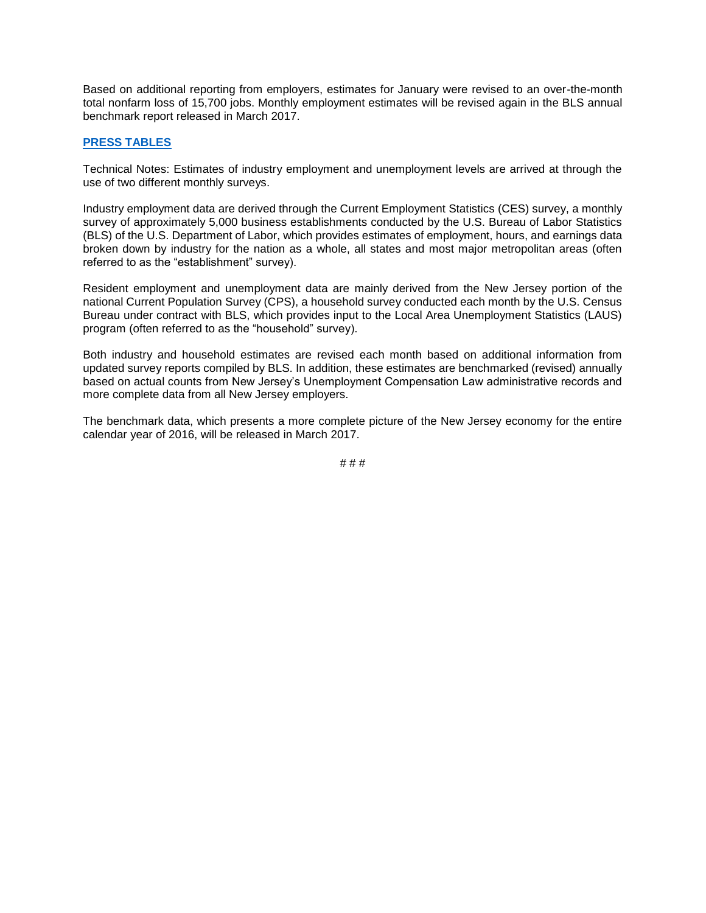Based on additional reporting from employers, estimates for January were revised to an over-the-month total nonfarm loss of 15,700 jobs. Monthly employment estimates will be revised again in the BLS annual benchmark report released in March 2017.

**PRESS TABLES**

Technical Notes: Estimates of industry employment and unemployment levels are arrived at through the use of two different monthly surveys.

Industry employment data are derived through the Current Employment Statistics (CES) survey, a monthly survey of approximately 5,000 business establishments conducted by the U.S. Bureau of Labor Statistics (BLS) of the U.S. Department of Labor, which provides estimates of employment, hours, and earnings data broken down by industry for the nation as a whole, all states and most major metropolitan areas (often referred to as the "establishment" survey).

Resident employment and unemployment data are mainly derived from the New Jersey portion of the national Current Population Survey (CPS), a household survey conducted each month by the U.S. Census Bureau under contract with BLS, which provides input to the Local Area Unemployment Statistics (LAUS) program (often referred to as the "household" survey).

Both industry and household estimates are revised each month based on additional information from updated survey reports compiled by BLS. In addition, these estimates are benchmarked (revised) annually based on actual counts from New Jersey's Unemployment Compensation Law administrative records and more complete data from all New Jersey employers.

The benchmark data, which presents a more complete picture of the New Jersey economy for the entire calendar year of 2016, will be released in March 2017.

# # #